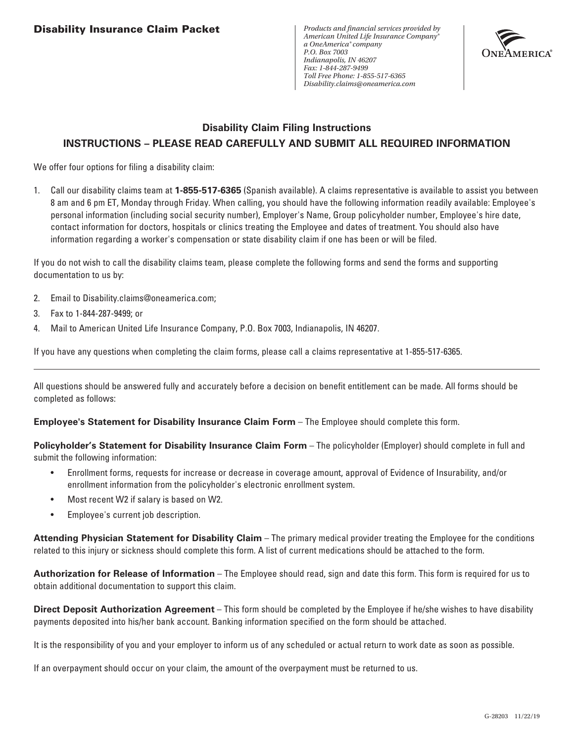# Disability Insurance Claim Packet

*Products and financial services provided by*
*American United Life Insurance Company®*
*a OneAmerica® company*
*P.O. Box 7003*
*Indianapolis, IN 46207*
*Fax: 1-844-287-9499*
*Toll Free Phone: 1-855-517-6365*
*Disability.claims@oneamerica.com*

ONEAMERICA®

## Disability Claim Filing Instructions

## INSTRUCTIONS – PLEASE READ CAREFULLY AND SUBMIT ALL REQUIRED INFORMATION

We offer four options for filing a disability claim:

1. Call our disability claims team at **1-855-517-6365** (Spanish available). A claims representative is available to assist you between 8 am and 6 pm ET, Monday through Friday. When calling, you should have the following information readily available: Employee's personal information (including social security number), Employer's Name, Group policyholder number, Employee's hire date, contact information for doctors, hospitals or clinics treating the Employee and dates of treatment. You should also have information regarding a worker's compensation or state disability claim if one has been or will be filed.

If you do not wish to call the disability claims team, please complete the following forms and send the forms and supporting documentation to us by:

2. Email to Disability.claims@oneamerica.com;
3. Fax to 1-844-287-9499; or
4. Mail to American United Life Insurance Company, P.O. Box 7003, Indianapolis, IN 46207.

If you have any questions when completing the claim forms, please call a claims representative at 1-855-517-6365.

---

All questions should be answered fully and accurately before a decision on benefit entitlement can be made. All forms should be completed as follows:

**Employee's Statement for Disability Insurance Claim Form** – The Employee should complete this form.

**Policyholder's Statement for Disability Insurance Claim Form** – The policyholder (Employer) should complete in full and submit the following information:

- Enrollment forms, requests for increase or decrease in coverage amount, approval of Evidence of Insurability, and/or enrollment information from the policyholder's electronic enrollment system.
- Most recent W2 if salary is based on W2.
- Employee's current job description.

**Attending Physician Statement for Disability Claim** – The primary medical provider treating the Employee for the conditions related to this injury or sickness should complete this form. A list of current medications should be attached to the form.

**Authorization for Release of Information** – The Employee should read, sign and date this form. This form is required for us to obtain additional documentation to support this claim.

**Direct Deposit Authorization Agreement** – This form should be completed by the Employee if he/she wishes to have disability payments deposited into his/her bank account. Banking information specified on the form should be attached.

It is the responsibility of you and your employer to inform us of any scheduled or actual return to work date as soon as possible.

If an overpayment should occur on your claim, the amount of the overpayment must be returned to us.

G-28203 11/22/19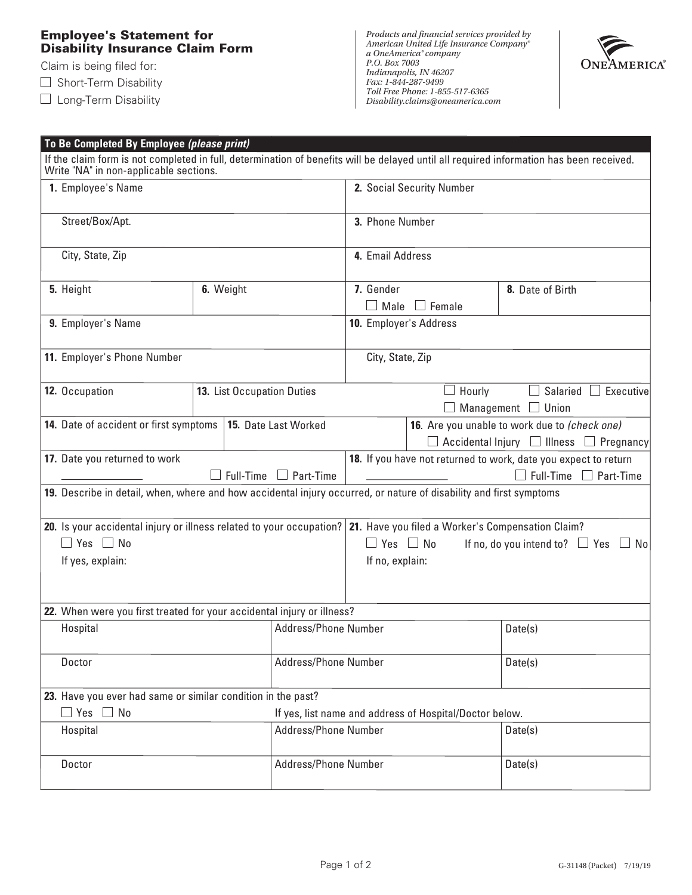## Employee's Statement for Disability Insurance Claim Form

Claim is being filed for:

☐ Short-Term Disability

☐ Long-Term Disability

*Products and financial services provided by American United Life Insurance Company® a OneAmerica® company*
*P.O. Box 7003*
*Indianapolis, IN 46207*
*Fax: 1-844-287-9499*
*Toll Free Phone: 1-855-517-6365*
*Disability.claims@oneamerica.com*

ONEAMERICA®

### To Be Completed By Employee *(please print)*

If the claim form is not completed in full, determination of benefits will be delayed until all required information has been received. Write "NA" in non-applicable sections.

| | |
|---|---|
| **1.** Employee's Name | **2.** Social Security Number |
| Street/Box/Apt. | **3.** Phone Number |
| City, State, Zip | **4.** Email Address |

| | | | |
|---|---|---|---|
| **5.** Height | **6.** Weight | **7.** Gender ☐ Male ☐ Female | **8.** Date of Birth |

| | |
|---|---|
| **9.** Employer's Name | **10.** Employer's Address |
| **11.** Employer's Phone Number | City, State, Zip |

| | | |
|---|---|---|
| **12.** Occupation | **13.** List Occupation Duties | ☐ Hourly ☐ Salaried ☐ Executive ☐ Management ☐ Union |

| | | |
|---|---|---|
| **14.** Date of accident or first symptoms | **15.** Date Last Worked | **16.** Are you unable to work due to *(check one)* ☐ Accidental Injury ☐ Illness ☐ Pregnancy |

| | |
|---|---|
| **17.** Date you returned to work ______________ ☐ Full-Time ☐ Part-Time | **18.** If you have not returned to work, date you expect to return ______________ ☐ Full-Time ☐ Part-Time |

**19.** Describe in detail, when, where and how accidental injury occurred, or nature of disability and first symptoms

| | |
|---|---|
| **20.** Is your accidental injury or illness related to your occupation? ☐ Yes ☐ No If yes, explain: | **21.** Have you filed a Worker's Compensation Claim? ☐ Yes ☐ No If no, do you intend to? ☐ Yes ☐ No If no, explain: |

**22.** When were you first treated for your accidental injury or illness?

| | | |
|---|---|---|
| Hospital | Address/Phone Number | Date(s) |
| Doctor | Address/Phone Number | Date(s) |

**23.** Have you ever had same or similar condition in the past?

☐ Yes ☐ No If yes, list name and address of Hospital/Doctor below.

| | | |
|---|---|---|
| Hospital | Address/Phone Number | Date(s) |
| Doctor | Address/Phone Number | Date(s) |

G-31148 (Packet) 7/19/19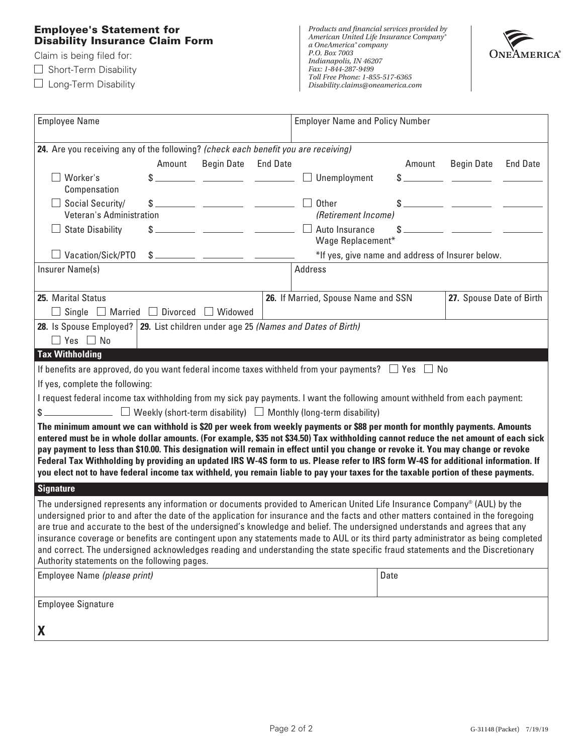## Employee's Statement for Disability Insurance Claim Form

Claim is being filed for:

☐ Short-Term Disability

☐ Long-Term Disability

*Products and financial services provided by American United Life Insurance Company® a OneAmerica® company P.O. Box 7003 Indianapolis, IN 46207 Fax: 1-844-287-9499 Toll Free Phone: 1-855-517-6365 Disability.claims@oneamerica.com*

ONEAMERICA®

| Employee Name | Employer Name and Policy Number |
|---|---|
| | |

**24.** Are you receiving any of the following? *(check each benefit you are receiving)*

| | Amount | Begin Date | End Date | | Amount | Begin Date | End Date |
|---|---|---|---|---|---|---|---|
| ☐ Worker's Compensation | $ | | | ☐ Unemployment | $ | | |
| ☐ Social Security/ Veteran's Administration | $ | | | ☐ Other *(Retirement Income)* | $ | | |
| ☐ State Disability | $ | | | ☐ Auto Insurance Wage Replacement* | $ | | |
| ☐ Vacation/Sick/PTO | $ | | | *If yes, give name and address of Insurer below. | | | |

| Insurer Name(s) | Address |
|---|---|
| | |

| **25.** Marital Status | **26.** If Married, Spouse Name and SSN | **27.** Spouse Date of Birth |
|---|---|---|
| ☐ Single ☐ Married ☐ Divorced ☐ Widowed | | |

| **28.** Is Spouse Employed? | **29.** List children under age 25 *(Names and Dates of Birth)* |
|---|---|
| ☐ Yes ☐ No | |

### Tax Withholding

If benefits are approved, do you want federal income taxes withheld from your payments? ☐ Yes ☐ No

If yes, complete the following:

I request federal income tax withholding from my sick pay payments. I want the following amount withheld from each payment:

$ ______________ ☐ Weekly (short-term disability) ☐ Monthly (long-term disability)

**The minimum amount we can withhold is $20 per week from weekly payments or $88 per month for monthly payments. Amounts entered must be in whole dollar amounts. (For example, $35 not $34.50) Tax withholding cannot reduce the net amount of each sick pay payment to less than $10.00. This designation will remain in effect until you change or revoke it. You may change or revoke Federal Tax Withholding by providing an updated IRS W-4S form to us. Please refer to IRS form W-4S for additional information. If you elect not to have federal income tax withheld, you remain liable to pay your taxes for the taxable portion of these payments.**

### Signature

The undersigned represents any information or documents provided to American United Life Insurance Company® (AUL) by the undersigned prior to and after the date of the application for insurance and the facts and other matters contained in the foregoing are true and accurate to the best of the undersigned's knowledge and belief. The undersigned understands and agrees that any insurance coverage or benefits are contingent upon any statements made to AUL or its third party administrator as being completed and correct. The undersigned acknowledges reading and understanding the state specific fraud statements and the Discretionary Authority statements on the following pages.

| Employee Name *(please print)* | Date |
|---|---|
| | |

Employee Signature

**X**

G-31148 (Packet) 7/19/19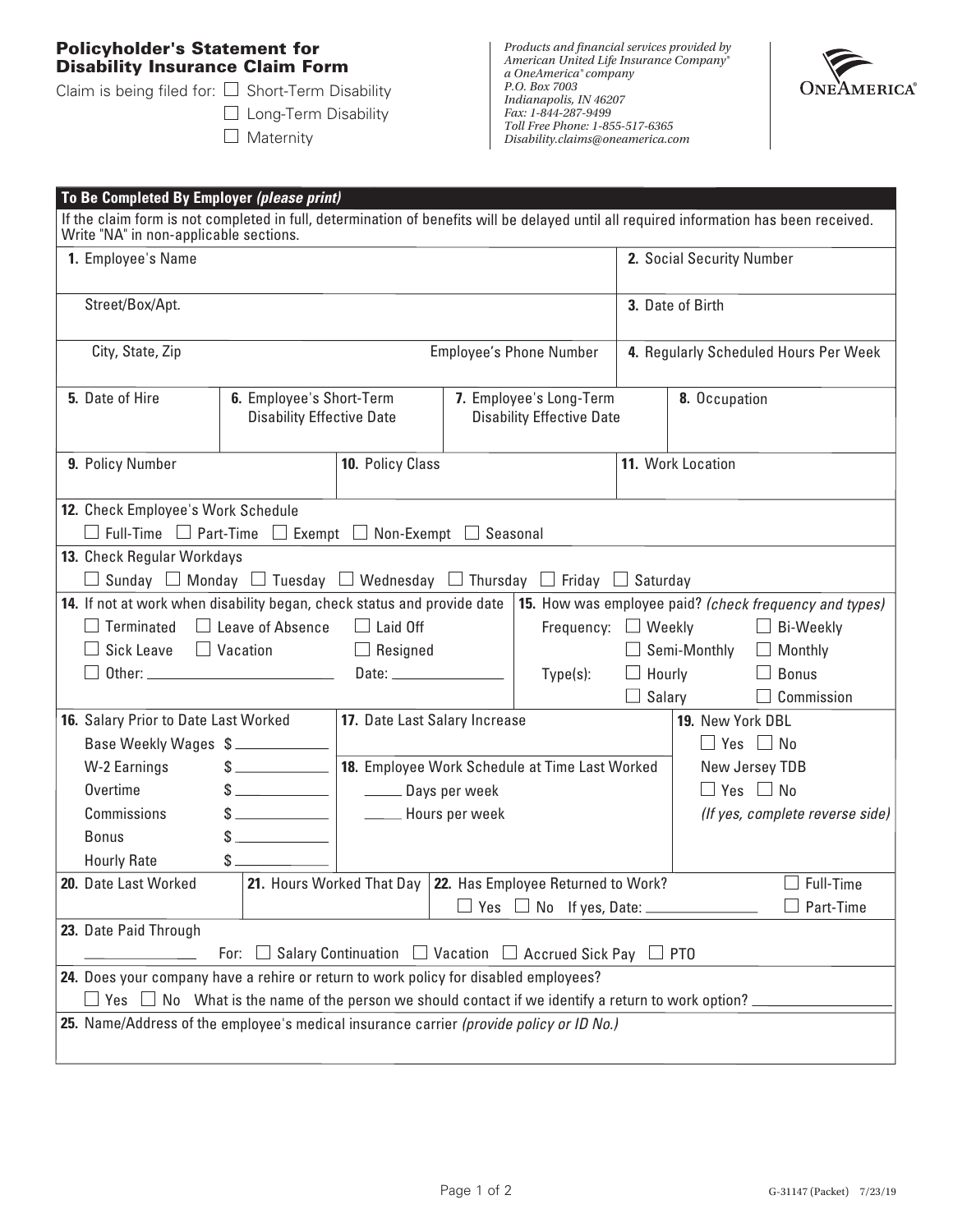## Policyholder's Statement for Disability Insurance Claim Form

Claim is being filed for: ☐ Short-Term Disability
☐ Long-Term Disability
☐ Maternity

*Products and financial services provided by American United Life Insurance Company® a OneAmerica® company*
*P.O. Box 7003*
*Indianapolis, IN 46207*
*Fax: 1-844-287-9499*
*Toll Free Phone: 1-855-517-6365*
*Disability.claims@oneamerica.com*

ONEAMERICA®

### To Be Completed By Employer *(please print)*

If the claim form is not completed in full, determination of benefits will be delayed until all required information has been received. Write "NA" in non-applicable sections.

**1.** Employee's Name

Street/Box/Apt.

City, State, Zip — Employee's Phone Number

**2.** Social Security Number

**3.** Date of Birth

**4.** Regularly Scheduled Hours Per Week

| **5.** Date of Hire | **6.** Employee's Short-Term Disability Effective Date | **7.** Employee's Long-Term Disability Effective Date | **8.** Occupation |
|---|---|---|---|
| | | | |

| **9.** Policy Number | **10.** Policy Class | **11.** Work Location |
|---|---|---|
| | | |

**12.** Check Employee's Work Schedule
☐ Full-Time ☐ Part-Time ☐ Exempt ☐ Non-Exempt ☐ Seasonal

**13.** Check Regular Workdays
☐ Sunday ☐ Monday ☐ Tuesday ☐ Wednesday ☐ Thursday ☐ Friday ☐ Saturday

**14.** If not at work when disability began, check status and provide date
☐ Terminated ☐ Leave of Absence ☐ Laid Off
☐ Sick Leave ☐ Vacation ☐ Resigned
☐ Other: ______________ Date: ______________

**15.** How was employee paid? *(check frequency and types)*
Frequency: ☐ Weekly ☐ Bi-Weekly ☐ Semi-Monthly ☐ Monthly
Type(s): ☐ Hourly ☐ Bonus ☐ Salary ☐ Commission

**16.** Salary Prior to Date Last Worked
Base Weekly Wages $__________
W-2 Earnings $__________
Overtime $__________
Commissions $__________
Bonus $__________
Hourly Rate $__________

**17.** Date Last Salary Increase

**18.** Employee Work Schedule at Time Last Worked
_____ Days per week
_____ Hours per week

**19.** New York DBL
☐ Yes ☐ No
New Jersey TDB
☐ Yes ☐ No
*(If yes, complete reverse side)*

| **20.** Date Last Worked | **21.** Hours Worked That Day | **22.** Has Employee Returned to Work? ☐ Yes ☐ No If yes, Date: __________ ☐ Full-Time ☐ Part-Time |
|---|---|---|
| | | |

**23.** Date Paid Through
__________ For: ☐ Salary Continuation ☐ Vacation ☐ Accrued Sick Pay ☐ PTO

**24.** Does your company have a rehire or return to work policy for disabled employees?
☐ Yes ☐ No What is the name of the person we should contact if we identify a return to work option? __________

**25.** Name/Address of the employee's medical insurance carrier *(provide policy or ID No.)*

G-31147 (Packet) 7/23/19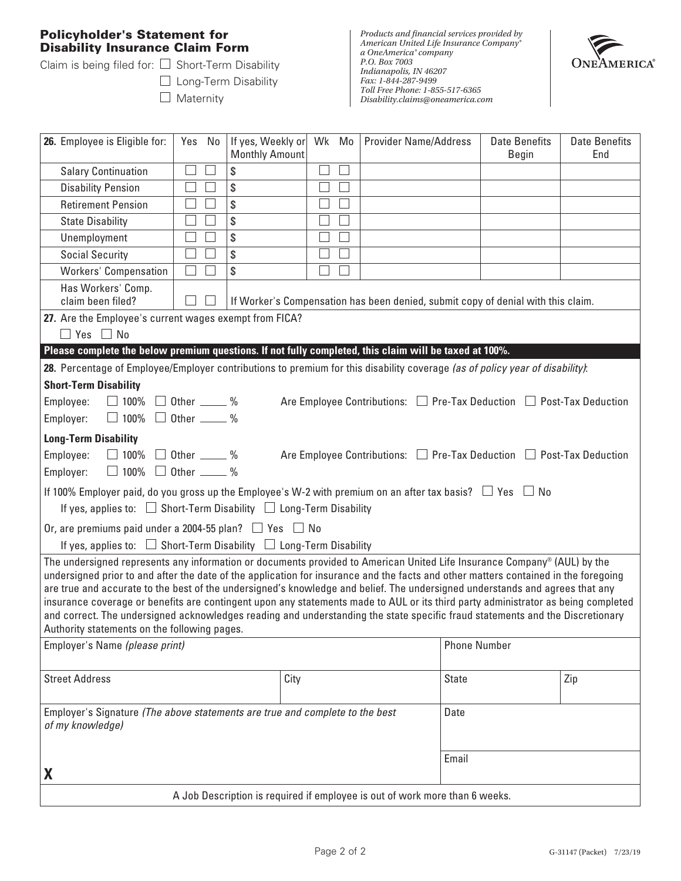## Policyholder's Statement for Disability Insurance Claim Form

Claim is being filed for: ☐ Short-Term Disability
☐ Long-Term Disability
☐ Maternity

*Products and financial services provided by American United Life Insurance Company® a OneAmerica® company*
*P.O. Box 7003*
*Indianapolis, IN 46207*
*Fax: 1-844-287-9499*
*Toll Free Phone: 1-855-517-6365*
*Disability.claims@oneamerica.com*

ONEAMERICA®

| **26.** Employee is Eligible for: | Yes | No | If yes, Weekly or Monthly Amount | Wk | Mo | Provider Name/Address | Date Benefits Begin | Date Benefits End |
|---|---|---|---|---|---|---|---|---|
| Salary Continuation | ☐ | ☐ | $ | ☐ | ☐ | | | |
| Disability Pension | ☐ | ☐ | $ | ☐ | ☐ | | | |
| Retirement Pension | ☐ | ☐ | $ | ☐ | ☐ | | | |
| State Disability | ☐ | ☐ | $ | ☐ | ☐ | | | |
| Unemployment | ☐ | ☐ | $ | ☐ | ☐ | | | |
| Social Security | ☐ | ☐ | $ | ☐ | ☐ | | | |
| Workers' Compensation | ☐ | ☐ | $ | ☐ | ☐ | | | |
| Has Workers' Comp. claim been filed? | ☐ | ☐ | If Worker's Compensation has been denied, submit copy of denial with this claim. | | | | | |

**27.** Are the Employee's current wages exempt from FICA?

☐ Yes ☐ No

**Please complete the below premium questions. If not fully completed, this claim will be taxed at 100%.**

**28.** Percentage of Employee/Employer contributions to premium for this disability coverage *(as of policy year of disability)*:

**Short-Term Disability**

Employee: ☐ 100% ☐ Other _____ % Are Employee Contributions: ☐ Pre-Tax Deduction ☐ Post-Tax Deduction

Employer: ☐ 100% ☐ Other _____ %

**Long-Term Disability**

Employee: ☐ 100% ☐ Other _____ % Are Employee Contributions: ☐ Pre-Tax Deduction ☐ Post-Tax Deduction

Employer: ☐ 100% ☐ Other _____ %

If 100% Employer paid, do you gross up the Employee's W-2 with premium on an after tax basis? ☐ Yes ☐ No

If yes, applies to: ☐ Short-Term Disability ☐ Long-Term Disability

Or, are premiums paid under a 2004-55 plan? ☐ Yes ☐ No

If yes, applies to: ☐ Short-Term Disability ☐ Long-Term Disability

The undersigned represents any information or documents provided to American United Life Insurance Company® (AUL) by the undersigned prior to and after the date of the application for insurance and the facts and other matters contained in the foregoing are true and accurate to the best of the undersigned's knowledge and belief. The undersigned understands and agrees that any insurance coverage or benefits are contingent upon any statements made to AUL or its third party administrator as being completed and correct. The undersigned acknowledges reading and understanding the state specific fraud statements and the Discretionary Authority statements on the following pages.

| Employer's Name *(please print)* | | Phone Number | |
|---|---|---|---|
| Street Address | City | State | Zip |
| Employer's Signature *(The above statements are true and complete to the best of my knowledge)* | | Date | |
| **X** | | Email | |

A Job Description is required if employee is out of work more than 6 weeks.

G-31147 (Packet) 7/23/19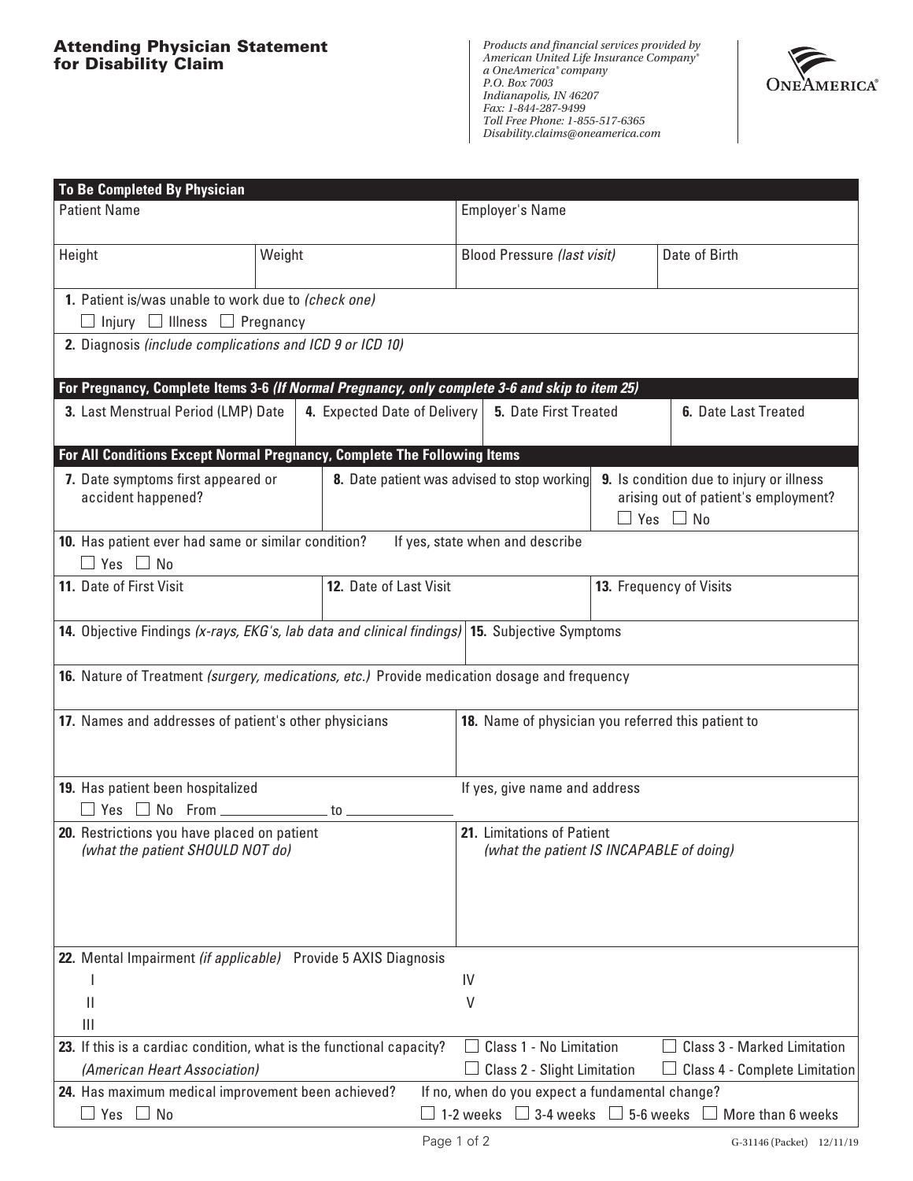## Attending Physician Statement for Disability Claim

*Products and financial services provided by*
*American United Life Insurance Company®*
*a OneAmerica® company*
*P.O. Box 7003*
*Indianapolis, IN 46207*
*Fax: 1-844-287-9499*
*Toll Free Phone: 1-855-517-6365*
*Disability.claims@oneamerica.com*

ONEAMERICA®

**To Be Completed By Physician**

| Patient Name | | Employer's Name | |
|---|---|---|---|
| Height | Weight | Blood Pressure *(last visit)* | Date of Birth |

**1.** Patient is/was unable to work due to *(check one)*
☐ Injury ☐ Illness ☐ Pregnancy

**2.** Diagnosis *(include complications and ICD 9 or ICD 10)*

**For Pregnancy, Complete Items 3-6 *(If Normal Pregnancy, only complete 3-6 and skip to item 25)***

| **3.** Last Menstrual Period (LMP) Date | **4.** Expected Date of Delivery | **5.** Date First Treated | **6.** Date Last Treated |
|---|---|---|---|
| | | | |

**For All Conditions Except Normal Pregnancy, Complete The Following Items**

| **7.** Date symptoms first appeared or accident happened? | **8.** Date patient was advised to stop working | **9.** Is condition due to injury or illness arising out of patient's employment? ☐ Yes ☐ No |
|---|---|---|

**10.** Has patient ever had same or similar condition? ☐ Yes ☐ No — If yes, state when and describe

| **11.** Date of First Visit | **12.** Date of Last Visit | **13.** Frequency of Visits |
|---|---|---|
| | | |

| **14.** Objective Findings *(x-rays, EKG's, lab data and clinical findings)* | **15.** Subjective Symptoms |
|---|---|
| | |

**16.** Nature of Treatment *(surgery, medications, etc.)* Provide medication dosage and frequency

| **17.** Names and addresses of patient's other physicians | **18.** Name of physician you referred this patient to |
|---|---|
| | |

**19.** Has patient been hospitalized ☐ Yes ☐ No From ______________ to ______________ — If yes, give name and address

| **20.** Restrictions you have placed on patient *(what the patient SHOULD NOT do)* | **21.** Limitations of Patient *(what the patient IS INCAPABLE of doing)* |
|---|---|
| | |

**22.** Mental Impairment *(if applicable)* Provide 5 AXIS Diagnosis

I
II
III
IV
V

**23.** If this is a cardiac condition, what is the functional capacity? *(American Heart Association)*
☐ Class 1 - No Limitation ☐ Class 2 - Slight Limitation ☐ Class 3 - Marked Limitation ☐ Class 4 - Complete Limitation

**24.** Has maximum medical improvement been achieved? ☐ Yes ☐ No
If no, when do you expect a fundamental change? ☐ 1-2 weeks ☐ 3-4 weeks ☐ 5-6 weeks ☐ More than 6 weeks

G-31146 (Packet) 12/11/19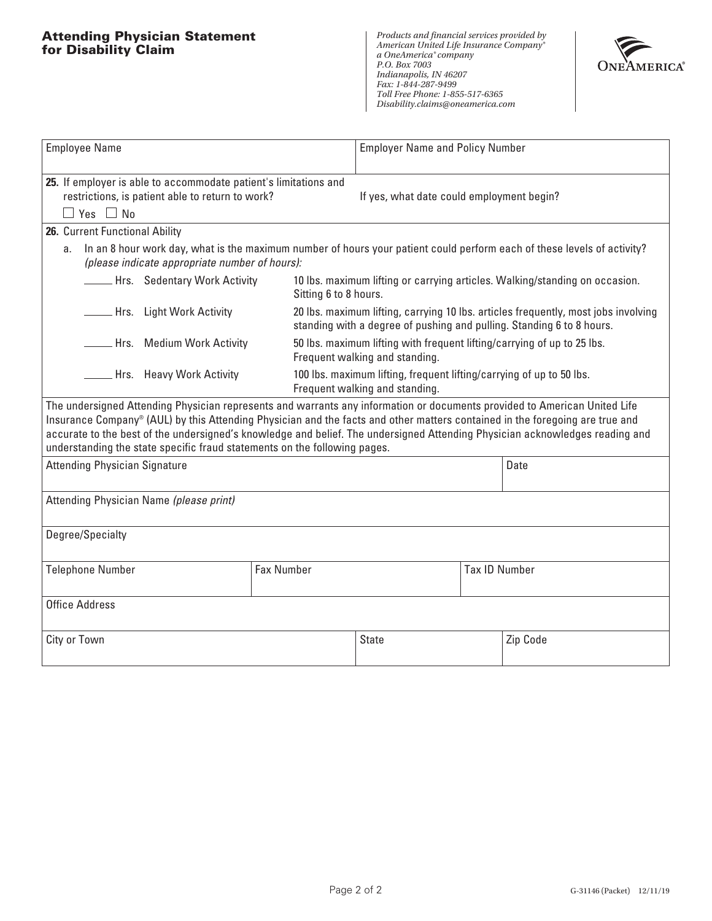# Attending Physician Statement for Disability Claim

*Products and financial services provided by American United Life Insurance Company®*
*a OneAmerica® company*
*P.O. Box 7003*
*Indianapolis, IN 46207*
*Fax: 1-844-287-9499*
*Toll Free Phone: 1-855-517-6365*
*Disability.claims@oneamerica.com*

OneAmerica®

| Employee Name | Employer Name and Policy Number |
|---|---|
| | |

**25.** If employer is able to accommodate patient's limitations and restrictions, is patient able to return to work?

☐ Yes ☐ No

If yes, what date could employment begin?

**26.** Current Functional Ability

a. In an 8 hour work day, what is the maximum number of hours your patient could perform each of these levels of activity? *(please indicate appropriate number of hours):*

| | |
|---|---|
| _____ Hrs. Sedentary Work Activity | 10 lbs. maximum lifting or carrying articles. Walking/standing on occasion. Sitting 6 to 8 hours. |
| _____ Hrs. Light Work Activity | 20 lbs. maximum lifting, carrying 10 lbs. articles frequently, most jobs involving standing with a degree of pushing and pulling. Standing 6 to 8 hours. |
| _____ Hrs. Medium Work Activity | 50 lbs. maximum lifting with frequent lifting/carrying of up to 25 lbs. Frequent walking and standing. |
| _____ Hrs. Heavy Work Activity | 100 lbs. maximum lifting, frequent lifting/carrying of up to 50 lbs. Frequent walking and standing. |

The undersigned Attending Physician represents and warrants any information or documents provided to American United Life Insurance Company® (AUL) by this Attending Physician and the facts and other matters contained in the foregoing are true and accurate to the best of the undersigned's knowledge and belief. The undersigned Attending Physician acknowledges reading and understanding the state specific fraud statements on the following pages.

| Attending Physician Signature | | Date |
|---|---|---|
| | | |
| Attending Physician Name *(please print)* | | |
| | | |
| Degree/Specialty | | |
| | | |
| Telephone Number | Fax Number | Tax ID Number |
| | | |
| Office Address | | |
| | | |
| City or Town | State | Zip Code |
| | | |

G-31146 (Packet) 12/11/19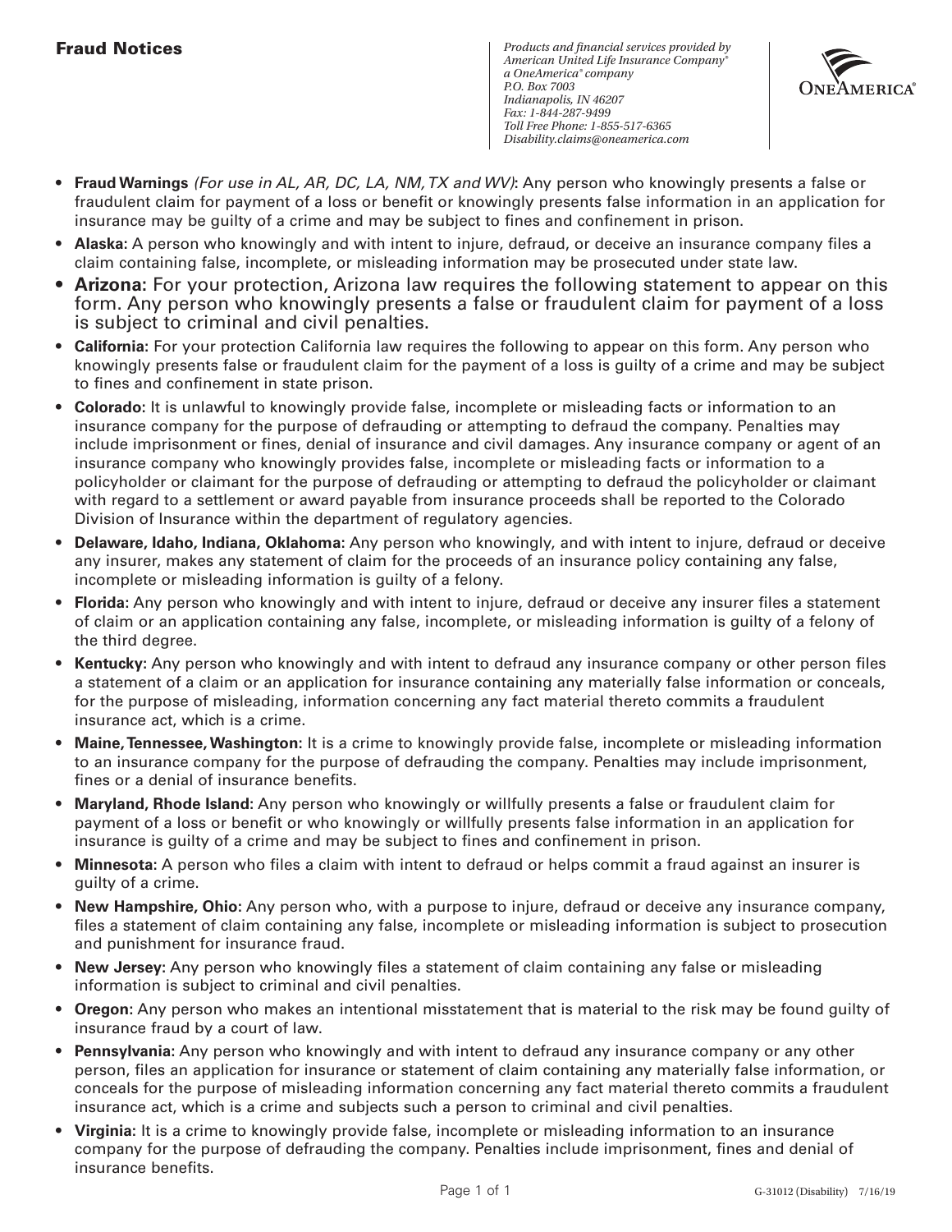# Fraud Notices

*Products and financial services provided by American United Life Insurance Company® a OneAmerica® company P.O. Box 7003 Indianapolis, IN 46207 Fax: 1-844-287-9499 Toll Free Phone: 1-855-517-6365 Disability.claims@oneamerica.com*

- **Fraud Warnings** *(For use in AL, AR, DC, LA, NM, TX and WV)***:** Any person who knowingly presents a false or fraudulent claim for payment of a loss or benefit or knowingly presents false information in an application for insurance may be guilty of a crime and may be subject to fines and confinement in prison.
- **Alaska:** A person who knowingly and with intent to injure, defraud, or deceive an insurance company files a claim containing false, incomplete, or misleading information may be prosecuted under state law.
- **Arizona:** For your protection, Arizona law requires the following statement to appear on this form. Any person who knowingly presents a false or fraudulent claim for payment of a loss is subject to criminal and civil penalties.
- **California:** For your protection California law requires the following to appear on this form. Any person who knowingly presents false or fraudulent claim for the payment of a loss is guilty of a crime and may be subject to fines and confinement in state prison.
- **Colorado:** It is unlawful to knowingly provide false, incomplete or misleading facts or information to an insurance company for the purpose of defrauding or attempting to defraud the company. Penalties may include imprisonment or fines, denial of insurance and civil damages. Any insurance company or agent of an insurance company who knowingly provides false, incomplete or misleading facts or information to a policyholder or claimant for the purpose of defrauding or attempting to defraud the policyholder or claimant with regard to a settlement or award payable from insurance proceeds shall be reported to the Colorado Division of Insurance within the department of regulatory agencies.
- **Delaware, Idaho, Indiana, Oklahoma:** Any person who knowingly, and with intent to injure, defraud or deceive any insurer, makes any statement of claim for the proceeds of an insurance policy containing any false, incomplete or misleading information is guilty of a felony.
- **Florida:** Any person who knowingly and with intent to injure, defraud or deceive any insurer files a statement of claim or an application containing any false, incomplete, or misleading information is guilty of a felony of the third degree.
- **Kentucky:** Any person who knowingly and with intent to defraud any insurance company or other person files a statement of a claim or an application for insurance containing any materially false information or conceals, for the purpose of misleading, information concerning any fact material thereto commits a fraudulent insurance act, which is a crime.
- **Maine, Tennessee, Washington:** It is a crime to knowingly provide false, incomplete or misleading information to an insurance company for the purpose of defrauding the company. Penalties may include imprisonment, fines or a denial of insurance benefits.
- **Maryland, Rhode Island:** Any person who knowingly or willfully presents a false or fraudulent claim for payment of a loss or benefit or who knowingly or willfully presents false information in an application for insurance is guilty of a crime and may be subject to fines and confinement in prison.
- **Minnesota:** A person who files a claim with intent to defraud or helps commit a fraud against an insurer is guilty of a crime.
- **New Hampshire, Ohio:** Any person who, with a purpose to injure, defraud or deceive any insurance company, files a statement of claim containing any false, incomplete or misleading information is subject to prosecution and punishment for insurance fraud.
- **New Jersey:** Any person who knowingly files a statement of claim containing any false or misleading information is subject to criminal and civil penalties.
- **Oregon:** Any person who makes an intentional misstatement that is material to the risk may be found guilty of insurance fraud by a court of law.
- **Pennsylvania:** Any person who knowingly and with intent to defraud any insurance company or any other person, files an application for insurance or statement of claim containing any materially false information, or conceals for the purpose of misleading information concerning any fact material thereto commits a fraudulent insurance act, which is a crime and subjects such a person to criminal and civil penalties.
- **Virginia:** It is a crime to knowingly provide false, incomplete or misleading information to an insurance company for the purpose of defrauding the company. Penalties include imprisonment, fines and denial of insurance benefits.

G-31012 (Disability) 7/16/19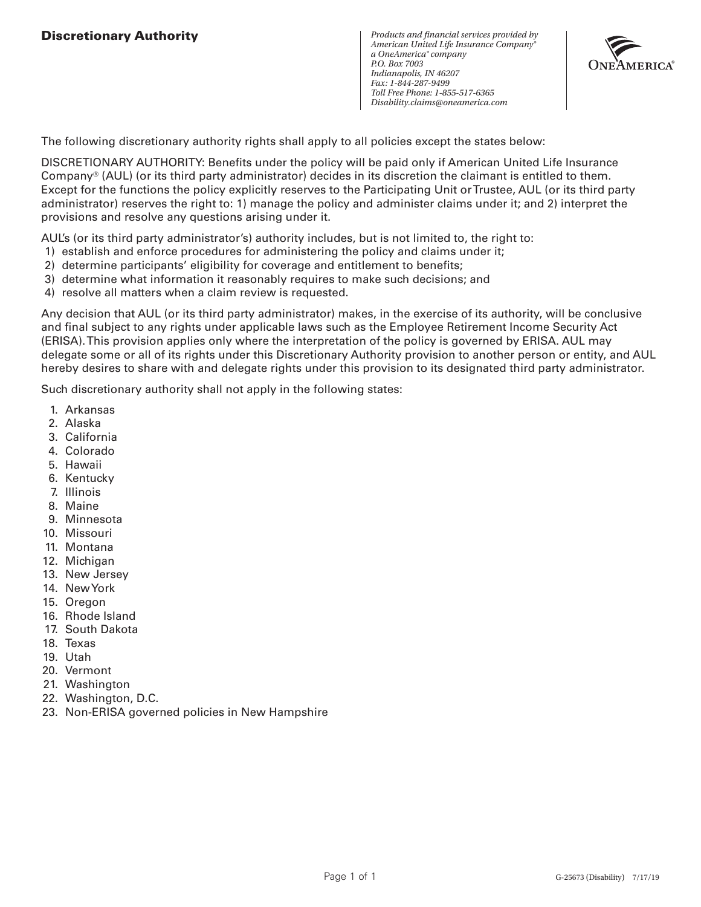## Discretionary Authority

*Products and financial services provided by American United Life Insurance Company® a OneAmerica® company*
*P.O. Box 7003*
*Indianapolis, IN 46207*
*Fax: 1-844-287-9499*
*Toll Free Phone: 1-855-517-6365*
*Disability.claims@oneamerica.com*

ONEAMERICA®

The following discretionary authority rights shall apply to all policies except the states below:

DISCRETIONARY AUTHORITY: Benefits under the policy will be paid only if American United Life Insurance Company® (AUL) (or its third party administrator) decides in its discretion the claimant is entitled to them. Except for the functions the policy explicitly reserves to the Participating Unit or Trustee, AUL (or its third party administrator) reserves the right to: 1) manage the policy and administer claims under it; and 2) interpret the provisions and resolve any questions arising under it.

AUL's (or its third party administrator's) authority includes, but is not limited to, the right to:

1) establish and enforce procedures for administering the policy and claims under it;
2) determine participants' eligibility for coverage and entitlement to benefits;
3) determine what information it reasonably requires to make such decisions; and
4) resolve all matters when a claim review is requested.

Any decision that AUL (or its third party administrator) makes, in the exercise of its authority, will be conclusive and final subject to any rights under applicable laws such as the Employee Retirement Income Security Act (ERISA). This provision applies only where the interpretation of the policy is governed by ERISA. AUL may delegate some or all of its rights under this Discretionary Authority provision to another person or entity, and AUL hereby desires to share with and delegate rights under this provision to its designated third party administrator.

Such discretionary authority shall not apply in the following states:

1. Arkansas
2. Alaska
3. California
4. Colorado
5. Hawaii
6. Kentucky
7. Illinois
8. Maine
9. Minnesota
10. Missouri
11. Montana
12. Michigan
13. New Jersey
14. New York
15. Oregon
16. Rhode Island
17. South Dakota
18. Texas
19. Utah
20. Vermont
21. Washington
22. Washington, D.C.
23. Non-ERISA governed policies in New Hampshire

G-25673 (Disability) 7/17/19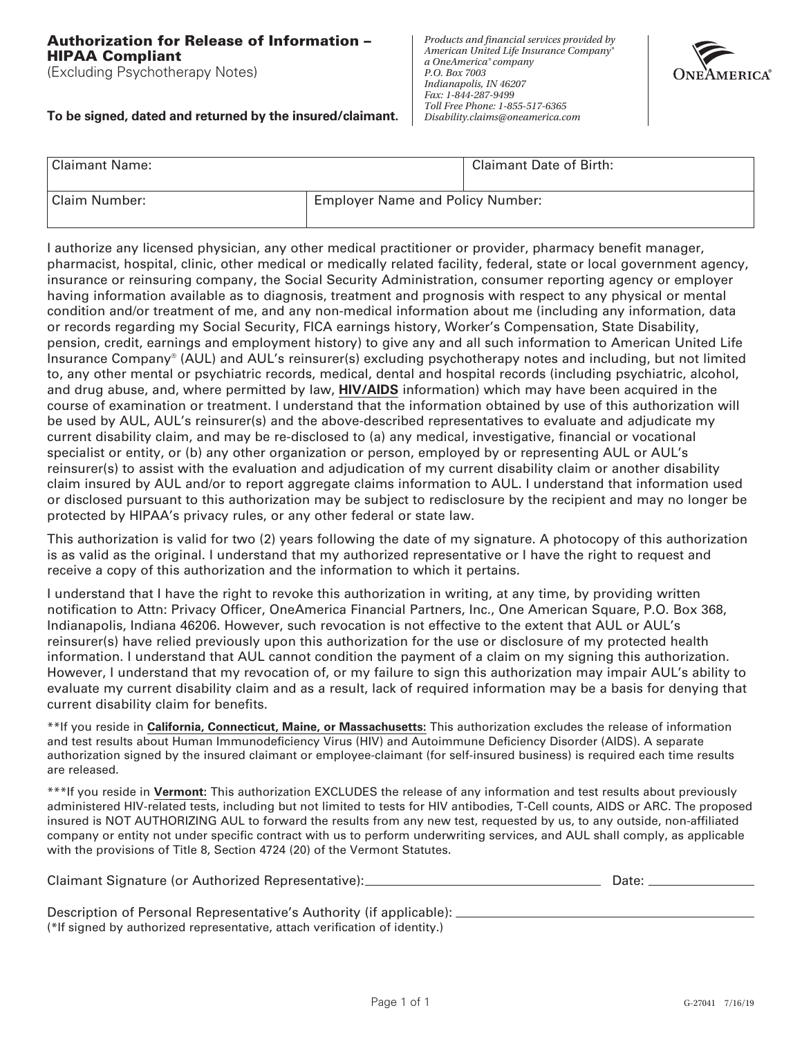# Authorization for Release of Information – HIPAA Compliant

(Excluding Psychotherapy Notes)

**To be signed, dated and returned by the insured/claimant.**

*Products and financial services provided by American United Life Insurance Company® a OneAmerica® company*
*P.O. Box 7003*
*Indianapolis, IN 46207*
*Fax: 1-844-287-9499*
*Toll Free Phone: 1-855-517-6365*
*Disability.claims@oneamerica.com*

ONEAMERICA®

| Claimant Name: | | Claimant Date of Birth: |
|---|---|---|
| Claim Number: | Employer Name and Policy Number: | |

I authorize any licensed physician, any other medical practitioner or provider, pharmacy benefit manager, pharmacist, hospital, clinic, other medical or medically related facility, federal, state or local government agency, insurance or reinsuring company, the Social Security Administration, consumer reporting agency or employer having information available as to diagnosis, treatment and prognosis with respect to any physical or mental condition and/or treatment of me, and any non-medical information about me (including any information, data or records regarding my Social Security, FICA earnings history, Worker's Compensation, State Disability, pension, credit, earnings and employment history) to give any and all such information to American United Life Insurance Company® (AUL) and AUL's reinsurer(s) excluding psychotherapy notes and including, but not limited to, any other mental or psychiatric records, medical, dental and hospital records (including psychiatric, alcohol, and drug abuse, and, where permitted by law, **HIV/AIDS** information) which may have been acquired in the course of examination or treatment. I understand that the information obtained by use of this authorization will be used by AUL, AUL's reinsurer(s) and the above-described representatives to evaluate and adjudicate my current disability claim, and may be re-disclosed to (a) any medical, investigative, financial or vocational specialist or entity, or (b) any other organization or person, employed by or representing AUL or AUL's reinsurer(s) to assist with the evaluation and adjudication of my current disability claim or another disability claim insured by AUL and/or to report aggregate claims information to AUL. I understand that information used or disclosed pursuant to this authorization may be subject to redisclosure by the recipient and may no longer be protected by HIPAA's privacy rules, or any other federal or state law.

This authorization is valid for two (2) years following the date of my signature. A photocopy of this authorization is as valid as the original. I understand that my authorized representative or I have the right to request and receive a copy of this authorization and the information to which it pertains.

I understand that I have the right to revoke this authorization in writing, at any time, by providing written notification to Attn: Privacy Officer, OneAmerica Financial Partners, Inc., One American Square, P.O. Box 368, Indianapolis, Indiana 46206. However, such revocation is not effective to the extent that AUL or AUL's reinsurer(s) have relied previously upon this authorization for the use or disclosure of my protected health information. I understand that AUL cannot condition the payment of a claim on my signing this authorization. However, I understand that my revocation of, or my failure to sign this authorization may impair AUL's ability to evaluate my current disability claim and as a result, lack of required information may be a basis for denying that current disability claim for benefits.

**If you reside in **California, Connecticut, Maine, or Massachusetts:** This authorization excludes the release of information and test results about Human Immunodeficiency Virus (HIV) and Autoimmune Deficiency Disorder (AIDS). A separate authorization signed by the insured claimant or employee-claimant (for self-insured business) is required each time results are released.

***If you reside in **Vermont:** This authorization EXCLUDES the release of any information and test results about previously administered HIV-related tests, including but not limited to tests for HIV antibodies, T-Cell counts, AIDS or ARC. The proposed insured is NOT AUTHORIZING AUL to forward the results from any new test, requested by us, to any outside, non-affiliated company or entity not under specific contract with us to perform underwriting services, and AUL shall comply, as applicable with the provisions of Title 8, Section 4724 (20) of the Vermont Statutes.

Claimant Signature (or Authorized Representative): ______________________ Date: __________

Description of Personal Representative's Authority (if applicable): ______________________
(*If signed by authorized representative, attach verification of identity.)

G-27041 7/16/19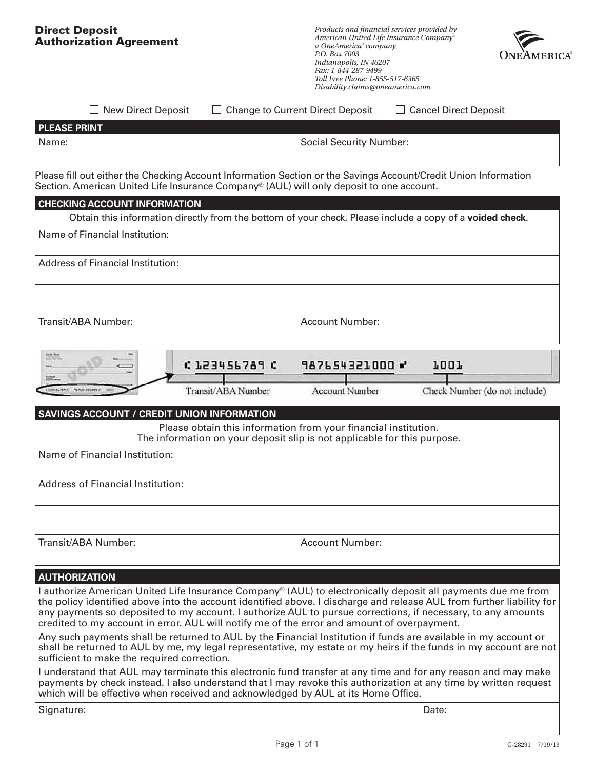# Direct Deposit Authorization Agreement

*Products and financial services provided by*
*American United Life Insurance Company®*
*a OneAmerica® company*
*P.O. Box 7003*
*Indianapolis, IN 46207*
*Fax: 1-844-287-9499*
*Toll Free Phone: 1-855-517-6365*
*Disability.claims@oneamerica.com*

ONEAMERICA®

☐ New Direct Deposit ☐ Change to Current Direct Deposit ☐ Cancel Direct Deposit

## PLEASE PRINT

| Name: | Social Security Number: |
|---|---|

Please fill out either the Checking Account Information Section or the Savings Account/Credit Union Information Section. American United Life Insurance Company® (AUL) will only deposit to one account.

## CHECKING ACCOUNT INFORMATION

Obtain this information directly from the bottom of your check. Please include a copy of a **voided check**.

| Name of Financial Institution: | |
|---|---|
| Address of Financial Institution: | |
| | |
| Transit/ABA Number: | Account Number: |

⑆ 123456789 ⑆ 987654321000 ⑈ 1001

Transit/ABA Number — Account Number — Check Number (do not include)

## SAVINGS ACCOUNT / CREDIT UNION INFORMATION

Please obtain this information from your financial institution.
The information on your deposit slip is not applicable for this purpose.

| Name of Financial Institution: | |
|---|---|
| Address of Financial Institution: | |
| | |
| Transit/ABA Number: | Account Number: |

## AUTHORIZATION

I authorize American United Life Insurance Company® (AUL) to electronically deposit all payments due me from the policy identified above into the account identified above. I discharge and release AUL from further liability for any payments so deposited to my account. I authorize AUL to pursue corrections, if necessary, to any amounts credited to my account in error. AUL will notify me of the error and amount of overpayment.

Any such payments shall be returned to AUL by the Financial Institution if funds are available in my account or shall be returned to AUL by me, my legal representative, my estate or my heirs if the funds in my account are not sufficient to make the required correction.

I understand that AUL may terminate this electronic fund transfer at any time and for any reason and may make payments by check instead. I also understand that I may revoke this authorization at any time by written request which will be effective when received and acknowledged by AUL at its Home Office.

| Signature: | Date: |
|---|---|

G-28291 7/19/19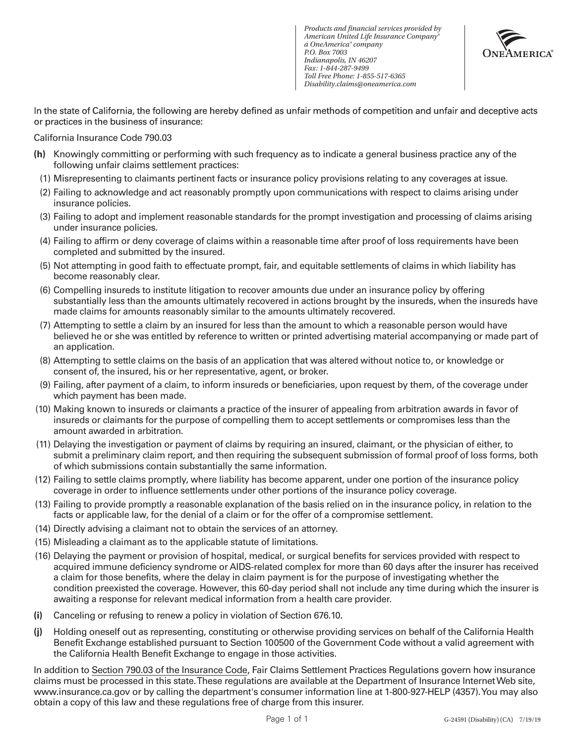*Products and financial services provided by*
*American United Life Insurance Company®*
*a OneAmerica® company*
*P.O. Box 7003*
*Indianapolis, IN 46207*
*Fax: 1-844-287-9499*
*Toll Free Phone: 1-855-517-6365*
*Disability.claims@oneamerica.com*

ONEAMERICA®

In the state of California, the following are hereby defined as unfair methods of competition and unfair and deceptive acts or practices in the business of insurance:

California Insurance Code 790.03

**(h)** Knowingly committing or performing with such frequency as to indicate a general business practice any of the following unfair claims settlement practices:

(1) Misrepresenting to claimants pertinent facts or insurance policy provisions relating to any coverages at issue.

(2) Failing to acknowledge and act reasonably promptly upon communications with respect to claims arising under insurance policies.

(3) Failing to adopt and implement reasonable standards for the prompt investigation and processing of claims arising under insurance policies.

(4) Failing to affirm or deny coverage of claims within a reasonable time after proof of loss requirements have been completed and submitted by the insured.

(5) Not attempting in good faith to effectuate prompt, fair, and equitable settlements of claims in which liability has become reasonably clear.

(6) Compelling insureds to institute litigation to recover amounts due under an insurance policy by offering substantially less than the amounts ultimately recovered in actions brought by the insureds, when the insureds have made claims for amounts reasonably similar to the amounts ultimately recovered.

(7) Attempting to settle a claim by an insured for less than the amount to which a reasonable person would have believed he or she was entitled by reference to written or printed advertising material accompanying or made part of an application.

(8) Attempting to settle claims on the basis of an application that was altered without notice to, or knowledge or consent of, the insured, his or her representative, agent, or broker.

(9) Failing, after payment of a claim, to inform insureds or beneficiaries, upon request by them, of the coverage under which payment has been made.

(10) Making known to insureds or claimants a practice of the insurer of appealing from arbitration awards in favor of insureds or claimants for the purpose of compelling them to accept settlements or compromises less than the amount awarded in arbitration.

(11) Delaying the investigation or payment of claims by requiring an insured, claimant, or the physician of either, to submit a preliminary claim report, and then requiring the subsequent submission of formal proof of loss forms, both of which submissions contain substantially the same information.

(12) Failing to settle claims promptly, where liability has become apparent, under one portion of the insurance policy coverage in order to influence settlements under other portions of the insurance policy coverage.

(13) Failing to provide promptly a reasonable explanation of the basis relied on in the insurance policy, in relation to the facts or applicable law, for the denial of a claim or for the offer of a compromise settlement.

(14) Directly advising a claimant not to obtain the services of an attorney.

(15) Misleading a claimant as to the applicable statute of limitations.

(16) Delaying the payment or provision of hospital, medical, or surgical benefits for services provided with respect to acquired immune deficiency syndrome or AIDS-related complex for more than 60 days after the insurer has received a claim for those benefits, where the delay in claim payment is for the purpose of investigating whether the condition preexisted the coverage. However, this 60-day period shall not include any time during which the insurer is awaiting a response for relevant medical information from a health care provider.

**(i)** Canceling or refusing to renew a policy in violation of Section 676.10.

**(j)** Holding oneself out as representing, constituting or otherwise providing services on behalf of the California Health Benefit Exchange established pursuant to Section 100500 of the Government Code without a valid agreement with the California Health Benefit Exchange to engage in those activities.

In addition to Section 790.03 of the Insurance Code, Fair Claims Settlement Practices Regulations govern how insurance claims must be processed in this state. These regulations are available at the Department of Insurance Internet Web site, www.insurance.ca.gov or by calling the department's consumer information line at 1-800-927-HELP (4357). You may also obtain a copy of this law and these regulations free of charge from this insurer.

G-24591 (Disability) (CA) 7/19/19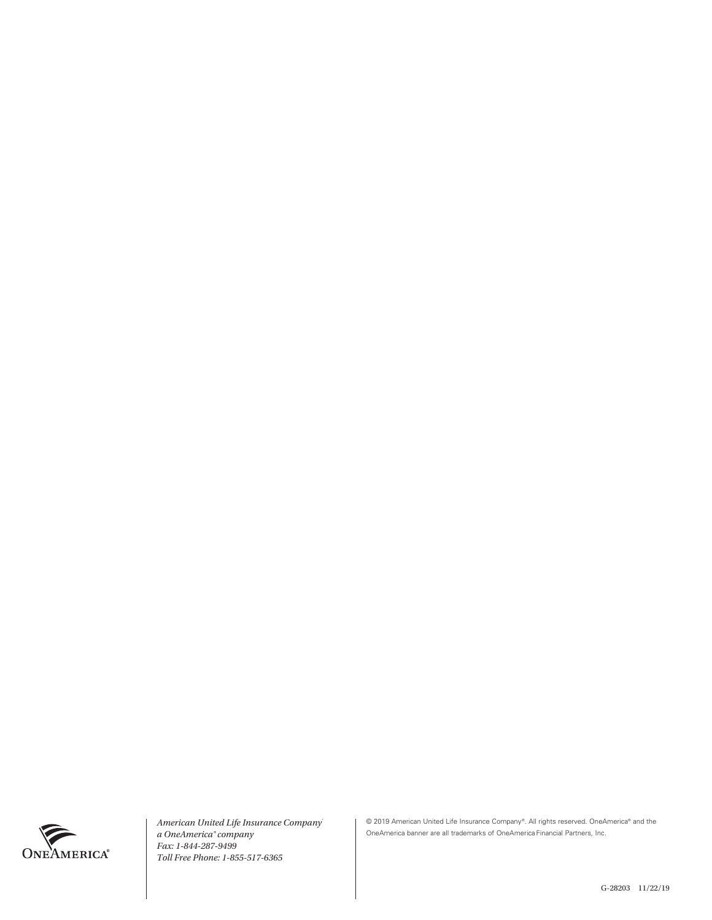ONEAMERICA®

*American United Life Insurance Company*
*a OneAmerica® company*
*Fax: 1-844-287-9499*
*Toll Free Phone: 1-855-517-6365*

© 2019 American United Life Insurance Company®. All rights reserved. OneAmerica® and the OneAmerica banner are all trademarks of OneAmerica Financial Partners, Inc.

G-28203 11/22/19